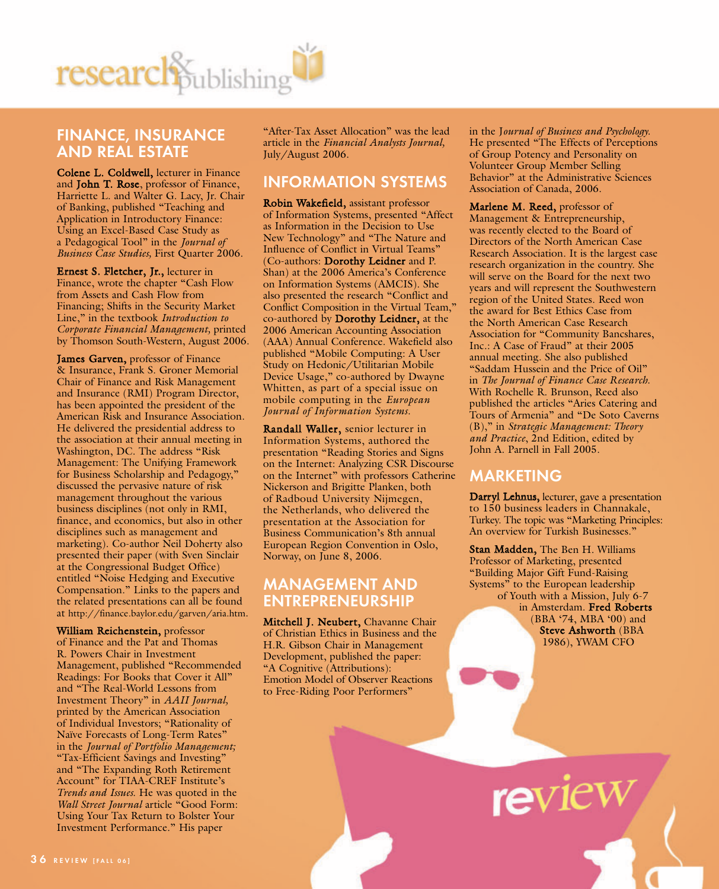# research & publishing

## FINANCE, INSURANCE AND REAL ESTATE

**Colene L. Coldwell,** lecturer in Finance and **John T. Rose**, professor of Finance, Harriette L. and Walter G. Lacy, Jr. Chair of Banking, published "Teaching and Application in Introductory Finance: Using an Excel-Based Case Study as a Pedagogical Tool" in the *Journal of Business Case Studies,* First Quarter 2006.

**Ernest S. Fletcher, Jr.,** lecturer in Finance, wrote the chapter "Cash Flow from Assets and Cash Flow from Financing; Shifts in the Security Market Line," in the textbook *Introduction to Corporate Financial Management,* printed by Thomson South-Western, August 2006.

**James Garven,** professor of Finance & Insurance, Frank S. Groner Memorial Chair of Finance and Risk Management and Insurance (RMI) Program Director, has been appointed the president of the American Risk and Insurance Association. He delivered the presidential address to the association at their annual meeting in Washington, DC. The address "Risk Management: The Unifying Framework for Business Scholarship and Pedagogy," discussed the pervasive nature of risk management throughout the various business disciplines (not only in RMI, finance, and economics, but also in other disciplines such as management and marketing). Co-author Neil Doherty also presented their paper (with Sven Sinclair at the Congressional Budget Office) entitled "Noise Hedging and Executive Compensation." Links to the papers and the related presentations can all be found at http://finance.baylor.edu/garven/aria.htm.

**William Reichenstein,** professor of Finance and the Pat and Thomas R. Powers Chair in Investment Management, published "Recommended Readings: For Books that Cover it All" and "The Real-World Lessons from Investment Theory" in *AAII Journal,* printed by the American Association of Individual Investors; "Rationality of Naïve Forecasts of Long-Term Rates" in the *Journal of Portfolio Management;* "Tax-Efficient Savings and Investing" and "The Expanding Roth Retirement Account" for TIAA-CREF Institute's *Trends and Issues.* He was quoted in the *Wall Street Journal* article "Good Form: Using Your Tax Return to Bolster Your Investment Performance." His paper "After-Tax Asset Allocation" was the lead article in the *Financial Analysts Journal,* July/August 2006.

## INFORMATION SYSTEMS

**Robin Wakefield,** assistant professor of Information Systems, presented "Affect as Information in the Decision to Use New Technology" and "The Nature and Influence of Conflict in Virtual Teams" (Co-authors: **Dorothy Leidner** and P. Shan) at the 2006 America's Conference on Information Systems (AMCIS). She also presented the research "Conflict and Conflict Composition in the Virtual Team," co-authored by **Dorothy Leidner,** at the 2006 American Accounting Association (AAA) Annual Conference. Wakefield also published "Mobile Computing: A User Study on Hedonic/Utilitarian Mobile Device Usage," co-authored by Dwayne Whitten, as part of a special issue on mobile computing in the *European Journal of Information Systems.*

**Randall Waller,** senior lecturer in Information Systems, authored the presentation "Reading Stories and Signs on the Internet: Analyzing CSR Discourse on the Internet" with professors Catherine Nickerson and Brigitte Planken, both of Radboud University Nijmegen, the Netherlands, who delivered the presentation at the Association for Business Communication's 8th annual European Region Convention in Oslo, Norway, on June 8, 2006.

## MANAGEMENT AND ENTREPRENEURSHIP

**Mitchell J. Neubert,** Chavanne Chair of Christian Ethics in Business and the H.R. Gibson Chair in Management Development, published the paper: "A Cognitive (Attributions): Emotion Model of Observer Reactions to Free-Riding Poor Performers" in the *Journal of Business and Psychology.* He presented "The Effects of Perceptions of Group Potency and Personality on Volunteer Group Member Selling Behavior" at the Administrative Sciences Association of Canada, 2006.

**Marlene M. Reed,** professor of Management & Entrepreneurship, was recently elected to the Board of Directors of the North American Case Research Association. It is the largest case research organization in the country. She will serve on the Board for the next two years and will represent the Southwestern region of the United States. Reed won the award for Best Ethics Case from the North American Case Research Association for "Community Bancshares, Inc.: A Case of Fraud" at their 2005 annual meeting. She also published "Saddam Hussein and the Price of Oil" in *The Journal of Finance Case Research.* With Rochelle R. Brunson, Reed also published the articles "Aries Catering and Tours of Armenia" and "De Soto Caverns (B)," in *Strategic Management: Theory and Practice*, 2nd Edition, edited by John A. Parnell in Fall 2005.

## MARKETING

**Darryl Lehnus,** lecturer, gave a presentation to 150 business leaders in Channakale, Turkey. The topic was "Marketing Principles: An overview for Turkish Businesses."

**Stan Madden,** The Ben H. Williams Professor of Marketing, presented "Building Major Gift Fund-Raising Systems" to the European leadership of Youth with a Mission, July 6-7 in Amsterdam. **Fred Roberts** (BBA '74, MBA '00) and **Steve Ashworth** (BBA 1986), YWAM CFO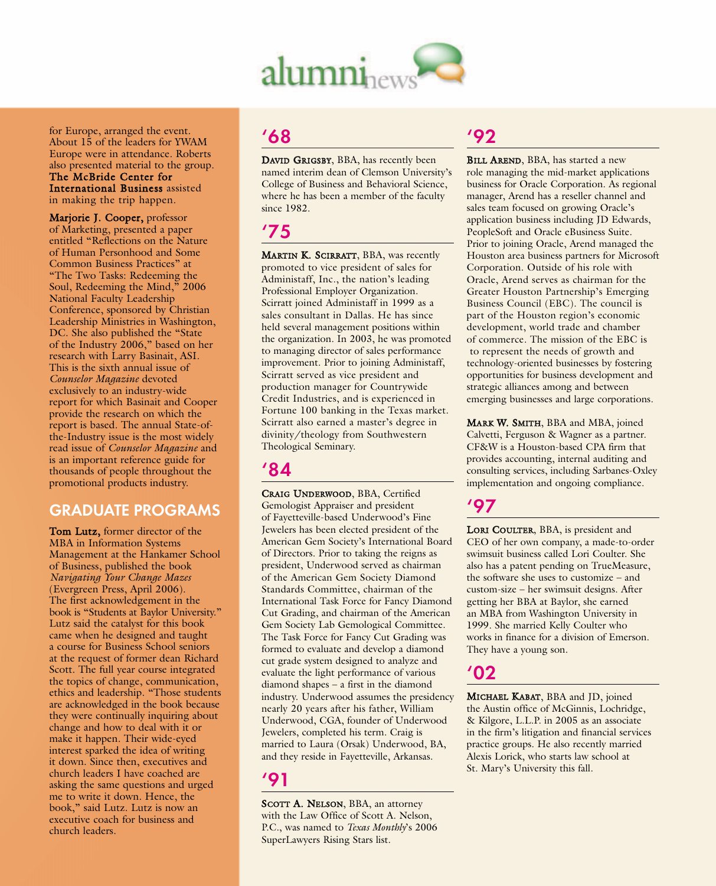# alumni news

for Europe, arranged the event. About 15 of the leaders for YWAM Europe were in attendance. Roberts also presented material to the group. **The McBride Center for International Business** assisted in making the trip happen.

**Marjorie J. Cooper,** professor of Marketing, presented a paper entitled "Reflections on the Nature of Human Personhood and Some Common Business Practices" at "The Two Tasks: Redeeming the Soul, Redeeming the Mind," 2006 National Faculty Leadership Conference, sponsored by Christian Leadership Ministries in Washington, DC. She also published the "State of the Industry 2006," based on her research with Larry Basinait, ASI. This is the sixth annual issue of *Counselor Magazine* devoted exclusively to an industry-wide report for which Basinait and Cooper provide the research on which the report is based. The annual State-of-the-Industry issue is the most widely read issue of *Counselor Magazine* and is an important reference guide for thousands of people throughout the promotional products industry.

## GRADUATE PROGRAMS

**Tom Lutz,** former director of the MBA in Information Systems Management at the Hankamer School of Business, published the book *Navigating Your Change Mazes* (Evergreen Press, April 2006). The first acknowledgement in the book is "Students at Baylor University." Lutz said the catalyst for this book came when he designed and taught a course for Business School seniors at the request of former dean Richard Scott. The full year course integrated the topics of change, communication, ethics and leadership. "Those students are acknowledged in the book because they were continually inquiring about change and how to deal with it or make it happen. Their wide-eyed interest sparked the idea of writing it down. Since then, executives and church leaders I have coached are asking the same questions and urged me to write it down. Hence, the book," said Lutz. Lutz is now an executive coach for business and church leaders.

## '68

**David Grigsby**, BBA, has recently been named interim dean of Clemson University's College of Business and Behavioral Science, where he has been a member of the faculty since 1982.

## '75

**Martin K. Scirratt**, BBA, was recently promoted to vice president of sales for Administaff, Inc., the nation's leading Professional Employer Organization. Scirratt joined Administaff in 1999 as a sales consultant in Dallas. He has since held several management positions within the organization. In 2003, he was promoted to managing director of sales performance improvement. Prior to joining Administaff, Scirratt served as vice president and production manager for Countrywide Credit Industries, and is experienced in Fortune 100 banking in the Texas market. Scirratt also earned a master's degree in divinity/theology from Southwestern Theological Seminary.

## '84

**Craig Underwood**, BBA, Certified Gemologist Appraiser and president of Fayetteville-based Underwood's Fine Jewelers has been elected president of the American Gem Society's International Board of Directors. Prior to taking the reigns as president, Underwood served as chairman of the American Gem Society Diamond Standards Committee, chairman of the International Task Force for Fancy Diamond Cut Grading, and chairman of the American Gem Society Lab Gemological Committee. The Task Force for Fancy Cut Grading was formed to evaluate and develop a diamond cut grade system designed to analyze and evaluate the light performance of various diamond shapes – a first in the diamond industry. Underwood assumes the presidency nearly 20 years after his father, William Underwood, CGA, founder of Underwood Jewelers, completed his term. Craig is married to Laura (Orsak) Underwood, BA, and they reside in Fayetteville, Arkansas.

## '91

**Scott A. Nelson**, BBA, an attorney with the Law Office of Scott A. Nelson, P.C., was named to *Texas Monthly*'s 2006 SuperLawyers Rising Stars list.

## '92

**Bill Arend**, BBA, has started a new role managing the mid-market applications business for Oracle Corporation. As regional manager, Arend has a reseller channel and sales team focused on growing Oracle's application business including JD Edwards, PeopleSoft and Oracle eBusiness Suite. Prior to joining Oracle, Arend managed the Houston area business partners for Microsoft Corporation. Outside of his role with Oracle, Arend serves as chairman for the Greater Houston Partnership's Emerging Business Council (EBC). The council is part of the Houston region's economic development, world trade and chamber of commerce. The mission of the EBC is to represent the needs of growth and technology-oriented businesses by fostering opportunities for business development and strategic alliances among and between emerging businesses and large corporations.

**Mark W. Smith**, BBA and MBA, joined Calvetti, Ferguson & Wagner as a partner. CF&W is a Houston-based CPA firm that provides accounting, internal auditing and consulting services, including Sarbanes-Oxley implementation and ongoing compliance.

## '97

**Lori Coulter**, BBA, is president and CEO of her own company, a made-to-order swimsuit business called Lori Coulter. She also has a patent pending on TrueMeasure, the software she uses to customize – and custom-size – her swimsuit designs. After getting her BBA at Baylor, she earned an MBA from Washington University in 1999. She married Kelly Coulter who works in finance for a division of Emerson. They have a young son.

## '02

**Michael Kabat**, BBA and JD, joined the Austin office of McGinnis, Lochridge, & Kilgore, L.L.P. in 2005 as an associate in the firm's litigation and financial services practice groups. He also recently married Alexis Lorick, who starts law school at St. Mary's University this fall.